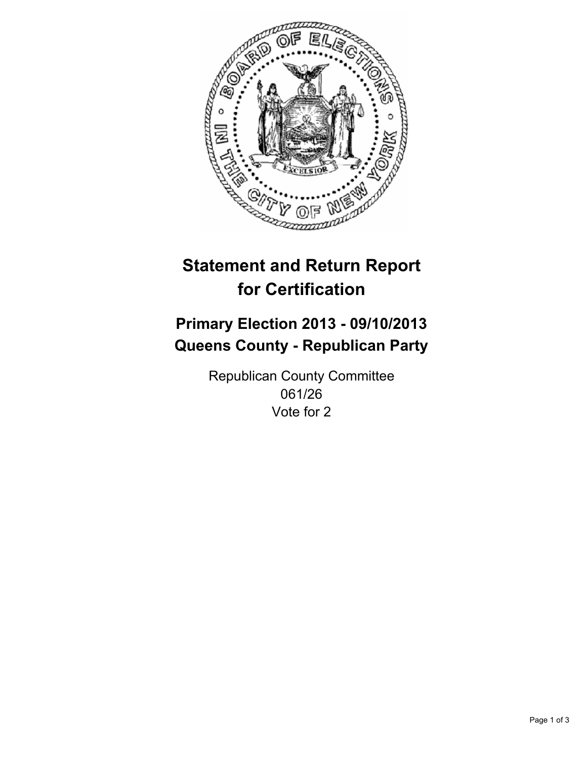# Statement and Return Report for Certification

## Primary Election 2013 - 09/10/2013
## Queens County - Republican Party

Republican County Committee
061/26
Vote for 2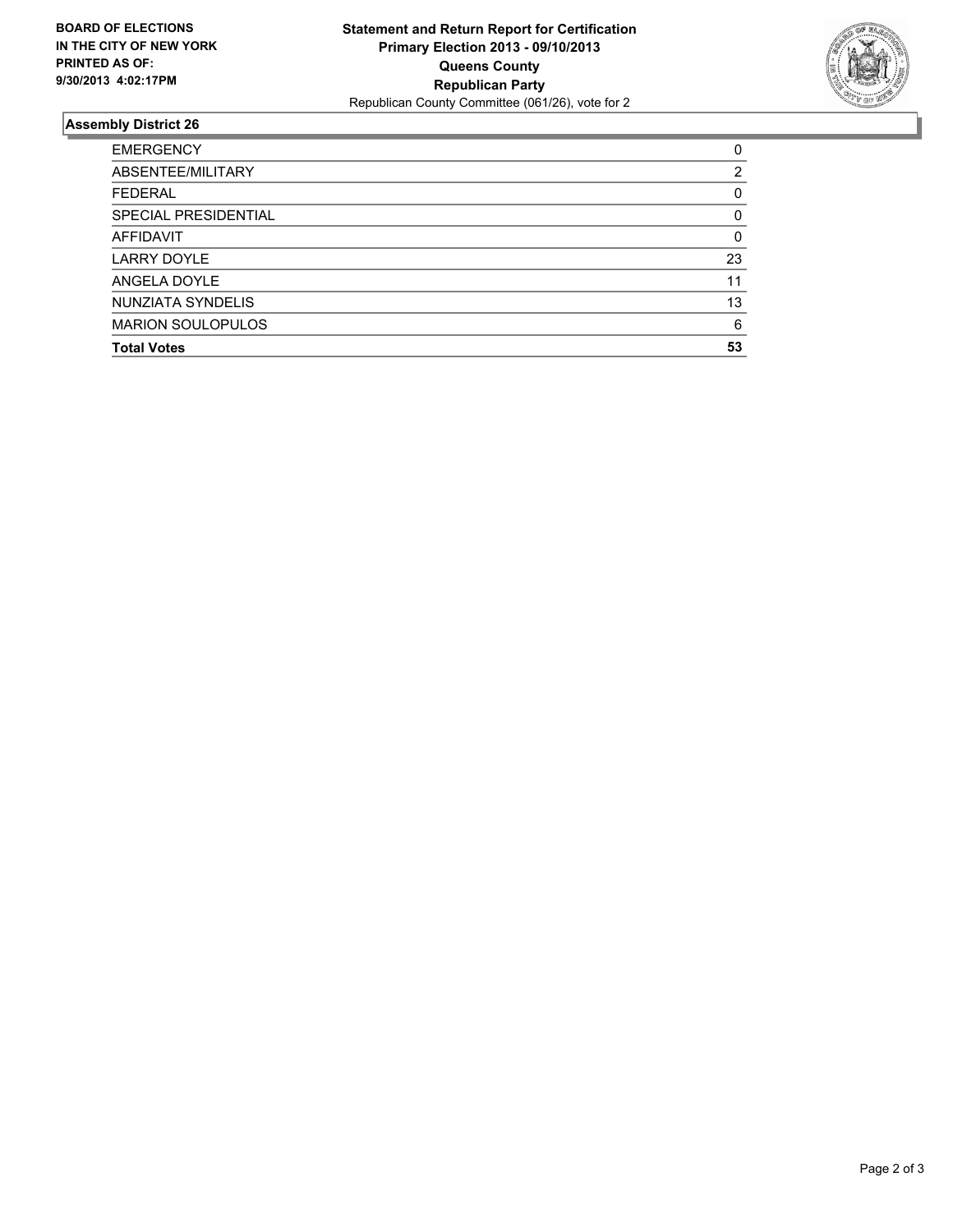**BOARD OF ELECTIONS IN THE CITY OF NEW YORK PRINTED AS OF: 9/30/2013 4:02:17PM**

**Statement and Return Report for Certification**
**Primary Election 2013 - 09/10/2013**
**Queens County**
**Republican Party**
Republican County Committee (061/26), vote for 2

## Assembly District 26

| | |
|---|---|
| EMERGENCY | 0 |
| ABSENTEE/MILITARY | 2 |
| FEDERAL | 0 |
| SPECIAL PRESIDENTIAL | 0 |
| AFFIDAVIT | 0 |
| LARRY DOYLE | 23 |
| ANGELA DOYLE | 11 |
| NUNZIATA SYNDELIS | 13 |
| MARION SOULOPULOS | 6 |
| **Total Votes** | **53** |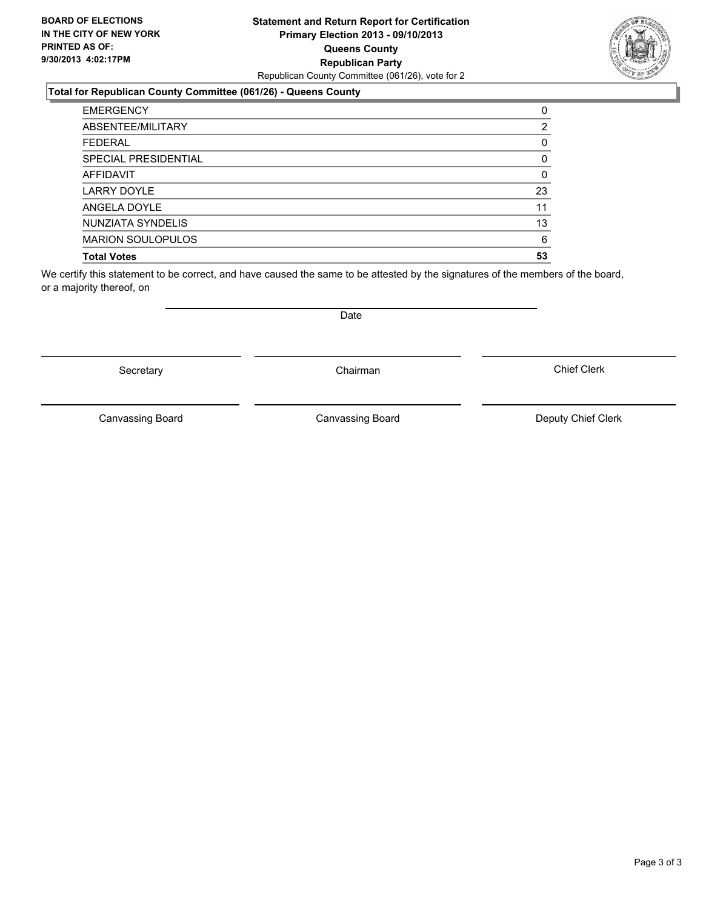**BOARD OF ELECTIONS IN THE CITY OF NEW YORK PRINTED AS OF: 9/30/2013 4:02:17PM**

**Statement and Return Report for Certification**
**Primary Election 2013 - 09/10/2013**
**Queens County**
**Republican Party**
Republican County Committee (061/26), vote for 2

### Total for Republican County Committee (061/26) - Queens County

| | |
|---|---|
| EMERGENCY | 0 |
| ABSENTEE/MILITARY | 2 |
| FEDERAL | 0 |
| SPECIAL PRESIDENTIAL | 0 |
| AFFIDAVIT | 0 |
| LARRY DOYLE | 23 |
| ANGELA DOYLE | 11 |
| NUNZIATA SYNDELIS | 13 |
| MARION SOULOPULOS | 6 |
| **Total Votes** | **53** |

We certify this statement to be correct, and have caused the same to be attested by the signatures of the members of the board, or a majority thereof, on

Date

Secretary | Chairman | Chief Clerk

Canvassing Board | Canvassing Board | Deputy Chief Clerk